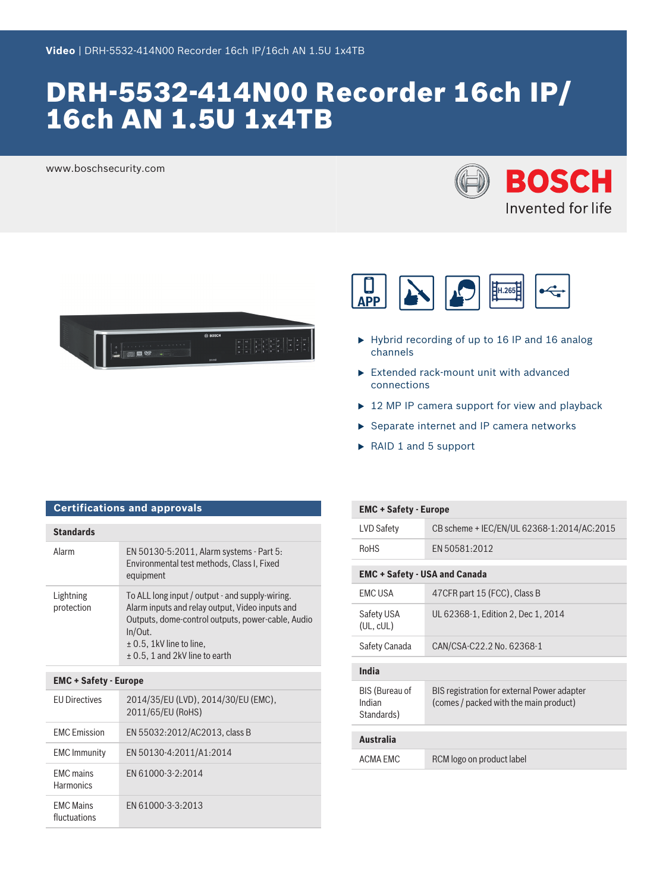Video | DRH-5532-414N00 Recorder 16ch IP/16ch AN 1.5U 1x4TB

# DRH-5532-414N00 Recorder 16ch IP/ 16ch AN 1.5U 1x4TB

www.boschsecurity.com

BOSCH

Invented for life

- Hybrid recording of up to 16 IP and 16 analog channels
- Extended rack-mount unit with advanced connections
- 12 MP IP camera support for view and playback
- Separate internet and IP camera networks
- RAID 1 and 5 support

## Certifications and approvals

| **Standards** | |
|---|---|
| Alarm | EN 50130-5:2011, Alarm systems - Part 5: Environmental test methods, Class I, Fixed equipment |
| Lightning protection | To ALL long input / output - and supply-wiring. Alarm inputs and relay output, Video inputs and Outputs, dome-control outputs, power-cable, Audio In/Out. ± 0.5, 1kV line to line, ± 0.5, 1 and 2kV line to earth |

| **EMC + Safety - Europe** | |
|---|---|
| EU Directives | 2014/35/EU (LVD), 2014/30/EU (EMC), 2011/65/EU (RoHS) |
| EMC Emission | EN 55032:2012/AC2013, class B |
| EMC Immunity | EN 50130-4:2011/A1:2014 |
| EMC mains Harmonics | EN 61000-3-2:2014 |
| EMC Mains fluctuations | EN 61000-3-3:2013 |

| **EMC + Safety - Europe** | |
|---|---|
| LVD Safety | CB scheme + IEC/EN/UL 62368-1:2014/AC:2015 |
| RoHS | EN 50581:2012 |

| **EMC + Safety - USA and Canada** | |
|---|---|
| EMC USA | 47CFR part 15 (FCC), Class B |
| Safety USA (UL, cUL) | UL 62368-1, Edition 2, Dec 1, 2014 |
| Safety Canada | CAN/CSA-C22.2 No. 62368-1 |

| **India** | |
|---|---|
| BIS (Bureau of Indian Standards) | BIS registration for external Power adapter (comes / packed with the main product) |

| **Australia** | |
|---|---|
| ACMA EMC | RCM logo on product label |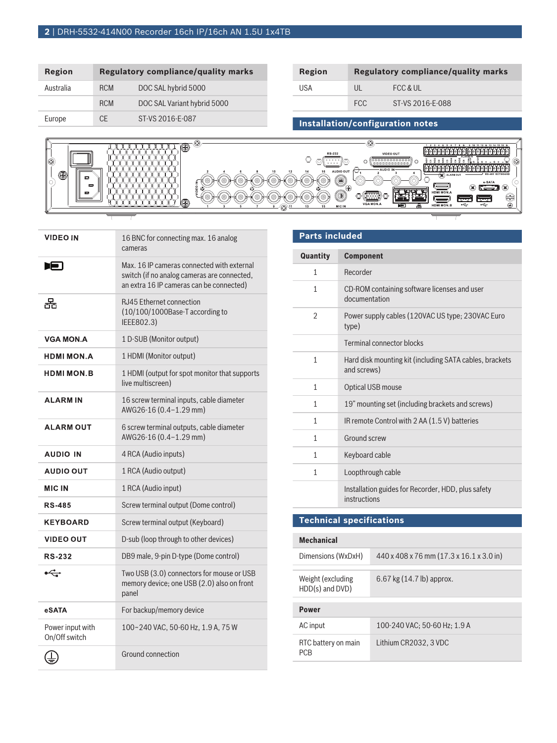| Region | Regulatory compliance/quality marks | |
|---|---|---|
| Australia | RCM | DOC SAL hybrid 5000 |
| | RCM | DOC SAL Variant hybrid 5000 |
| Europe | CE | ST-VS 2016-E-087 |

| Region | Regulatory compliance/quality marks | |
|---|---|---|
| USA | UL | FCC & UL |
| | FCC | ST-VS 2016-E-088 |

## Installation/configuration notes

| | |
|---|---|
| **VIDEO IN** | 16 BNC for connecting max. 16 analog cameras |
| (IP camera icon) | Max. 16 IP cameras connected with external switch (if no analog cameras are connected, an extra 16 IP cameras can be connected) |
| (Network icon) | RJ45 Ethernet connection (10/100/1000Base-T according to IEEE802.3) |
| **VGA MON.A** | 1 D-SUB (Monitor output) |
| **HDMI MON.A** | 1 HDMI (Monitor output) |
| **HDMI MON.B** | 1 HDMI (output for spot monitor that supports live multiscreen) |
| **ALARM IN** | 16 screw terminal inputs, cable diameter AWG26-16 (0.4–1.29 mm) |
| **ALARM OUT** | 6 screw terminal outputs, cable diameter AWG26-16 (0.4–1.29 mm) |
| **AUDIO IN** | 4 RCA (Audio inputs) |
| **AUDIO OUT** | 1 RCA (Audio output) |
| **MIC IN** | 1 RCA (Audio input) |
| **RS-485** | Screw terminal output (Dome control) |
| **KEYBOARD** | Screw terminal output (Keyboard) |
| **VIDEO OUT** | D-sub (loop through to other devices) |
| **RS-232** | DB9 male, 9-pin D-type (Dome control) |
| (USB icon) | Two USB (3.0) connectors for mouse or USB memory device; one USB (2.0) also on front panel |
| **eSATA** | For backup/memory device |
| Power input with On/Off switch | 100~240 VAC, 50-60 Hz, 1.9 A, 75 W |
| (Ground icon) | Ground connection |

## Parts included

| Quantity | Component |
|---|---|
| 1 | Recorder |
| 1 | CD-ROM containing software licenses and user documentation |
| 2 | Power supply cables (120VAC US type; 230VAC Euro type) |
| | Terminal connector blocks |
| 1 | Hard disk mounting kit (including SATA cables, brackets and screws) |
| 1 | Optical USB mouse |
| 1 | 19” mounting set (including brackets and screws) |
| 1 | IR remote Control with 2 AA (1.5 V) batteries |
| 1 | Ground screw |
| 1 | Keyboard cable |
| 1 | Loopthrough cable |
| | Installation guides for Recorder, HDD, plus safety instructions |

## Technical specifications

| **Mechanical** | |
|---|---|
| Dimensions (WxDxH) | 440 x 408 x 76 mm (17.3 x 16.1 x 3.0 in) |
| Weight (excluding HDD(s) and DVD) | 6.67 kg (14.7 lb) approx. |

| **Power** | |
|---|---|
| AC input | 100-240 VAC; 50-60 Hz; 1.9 A |
| RTC battery on main PCB | Lithium CR2032, 3 VDC |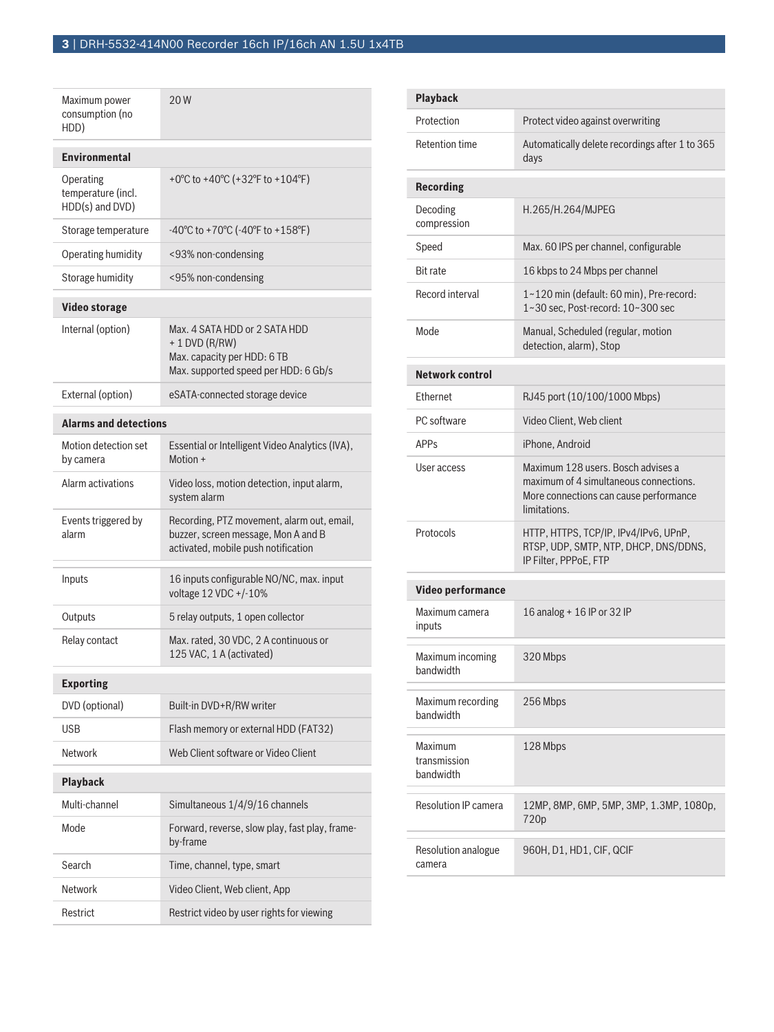| | |
|---|---|
| Maximum power consumption (no HDD) | 20 W |

| Environmental | |
|---|---|
| Operating temperature (incl. HDD(s) and DVD) | +0°C to +40°C (+32°F to +104°F) |
| Storage temperature | -40°C to +70°C (-40°F to +158°F) |
| Operating humidity | <93% non-condensing |
| Storage humidity | <95% non-condensing |

| Video storage | |
|---|---|
| Internal (option) | Max. 4 SATA HDD or 2 SATA HDD + 1 DVD (R/RW)<br>Max. capacity per HDD: 6 TB<br>Max. supported speed per HDD: 6 Gb/s |
| External (option) | eSATA-connected storage device |

| Alarms and detections | |
|---|---|
| Motion detection set by camera | Essential or Intelligent Video Analytics (IVA), Motion + |
| Alarm activations | Video loss, motion detection, input alarm, system alarm |
| Events triggered by alarm | Recording, PTZ movement, alarm out, email, buzzer, screen message, Mon A and B activated, mobile push notification |

| | |
|---|---|
| Inputs | 16 inputs configurable NO/NC, max. input voltage 12 VDC +/-10% |
| Outputs | 5 relay outputs, 1 open collector |
| Relay contact | Max. rated, 30 VDC, 2 A continuous or 125 VAC, 1 A (activated) |

| Exporting | |
|---|---|
| DVD (optional) | Built-in DVD+R/RW writer |
| USB | Flash memory or external HDD (FAT32) |
| Network | Web Client software or Video Client |

| Playback | |
|---|---|
| Multi-channel | Simultaneous 1/4/9/16 channels |
| Mode | Forward, reverse, slow play, fast play, frame-by-frame |
| Search | Time, channel, type, smart |
| Network | Video Client, Web client, App |
| Restrict | Restrict video by user rights for viewing |
| Protection | Protect video against overwriting |
| Retention time | Automatically delete recordings after 1 to 365 days |

| Recording | |
|---|---|
| Decoding compression | H.265/H.264/MJPEG |
| Speed | Max. 60 IPS per channel, configurable |
| Bit rate | 16 kbps to 24 Mbps per channel |
| Record interval | 1~120 min (default: 60 min), Pre-record: 1~30 sec, Post-record: 10~300 sec |
| Mode | Manual, Scheduled (regular, motion detection, alarm), Stop |

| Network control | |
|---|---|
| Ethernet | RJ45 port (10/100/1000 Mbps) |
| PC software | Video Client, Web client |
| APPs | iPhone, Android |
| User access | Maximum 128 users. Bosch advises a maximum of 4 simultaneous connections. More connections can cause performance limitations. |
| Protocols | HTTP, HTTPS, TCP/IP, IPv4/IPv6, UPnP, RTSP, UDP, SMTP, NTP, DHCP, DNS/DDNS, IP Filter, PPPoE, FTP |

| Video performance | |
|---|---|
| Maximum camera inputs | 16 analog + 16 IP or 32 IP |
| Maximum incoming bandwidth | 320 Mbps |
| Maximum recording bandwidth | 256 Mbps |
| Maximum transmission bandwidth | 128 Mbps |
| Resolution IP camera | 12MP, 8MP, 6MP, 5MP, 3MP, 1.3MP, 1080p, 720p |
| Resolution analogue camera | 960H, D1, HD1, CIF, QCIF |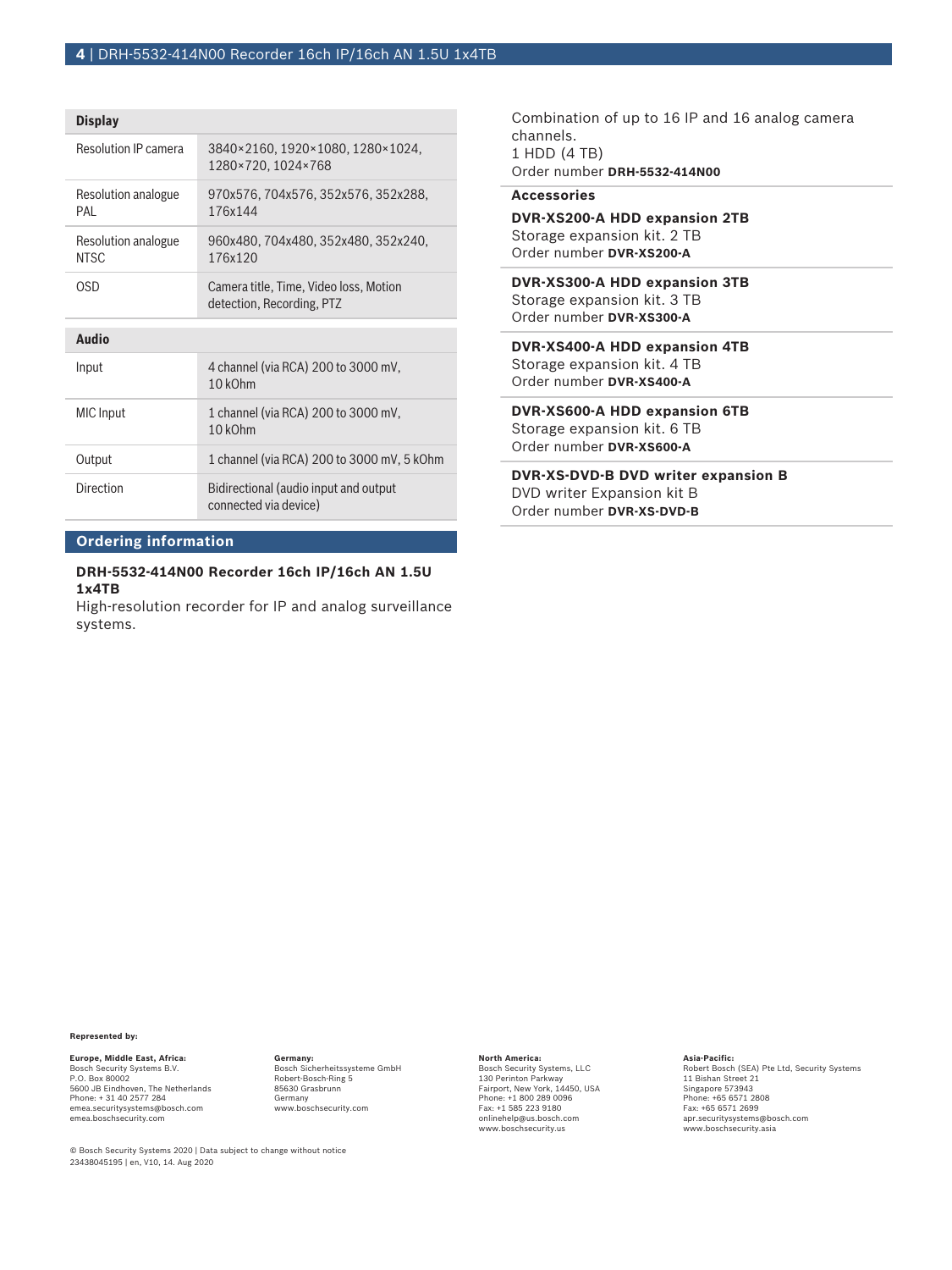| Display | |
|---|---|
| Resolution IP camera | 3840×2160, 1920×1080, 1280×1024, 1280×720, 1024×768 |
| Resolution analogue PAL | 970x576, 704x576, 352x576, 352x288, 176x144 |
| Resolution analogue NTSC | 960x480, 704x480, 352x480, 352x240, 176x120 |
| OSD | Camera title, Time, Video loss, Motion detection, Recording, PTZ |

| Audio | |
|---|---|
| Input | 4 channel (via RCA) 200 to 3000 mV, 10 kOhm |
| MIC Input | 1 channel (via RCA) 200 to 3000 mV, 10 kOhm |
| Output | 1 channel (via RCA) 200 to 3000 mV, 5 kOhm |
| Direction | Bidirectional (audio input and output connected via device) |

## Ordering information

**DRH-5532-414N00 Recorder 16ch IP/16ch AN 1.5U 1x4TB**
High-resolution recorder for IP and analog surveillance systems.
Combination of up to 16 IP and 16 analog camera channels.
1 HDD (4 TB)
Order number **DRH-5532-414N00**

### Accessories

**DVR-XS200-A HDD expansion 2TB**
Storage expansion kit. 2 TB
Order number **DVR-XS200-A**

**DVR-XS300-A HDD expansion 3TB**
Storage expansion kit. 3 TB
Order number **DVR-XS300-A**

**DVR-XS400-A HDD expansion 4TB**
Storage expansion kit. 4 TB
Order number **DVR-XS400-A**

**DVR-XS600-A HDD expansion 6TB**
Storage expansion kit. 6 TB
Order number **DVR-XS600-A**

**DVR-XS-DVD-B DVD writer expansion B**
DVD writer Expansion kit B
Order number **DVR-XS-DVD-B**

**Represented by:**

**Europe, Middle East, Africa:**
Bosch Security Systems B.V.
P.O. Box 80002
5600 JB Eindhoven, The Netherlands
Phone: + 31 40 2577 284
emea.securitysystems@bosch.com
emea.boschsecurity.com

**Germany:**
Bosch Sicherheitssysteme GmbH
Robert-Bosch-Ring 5
85630 Grasbrunn
Germany
www.boschsecurity.com

**North America:**
Bosch Security Systems, LLC
130 Perinton Parkway
Fairport, New York, 14450, USA
Phone: +1 800 289 0096
Fax: +1 585 223 9180
onlinehelp@us.bosch.com
www.boschsecurity.us

**Asia-Pacific:**
Robert Bosch (SEA) Pte Ltd, Security Systems
11 Bishan Street 21
Singapore 573943
Phone: +65 6571 2808
Fax: +65 6571 2699
apr.securitysystems@bosch.com
www.boschsecurity.asia

© Bosch Security Systems 2020 | Data subject to change without notice
23438045195 | en, V10, 14. Aug 2020